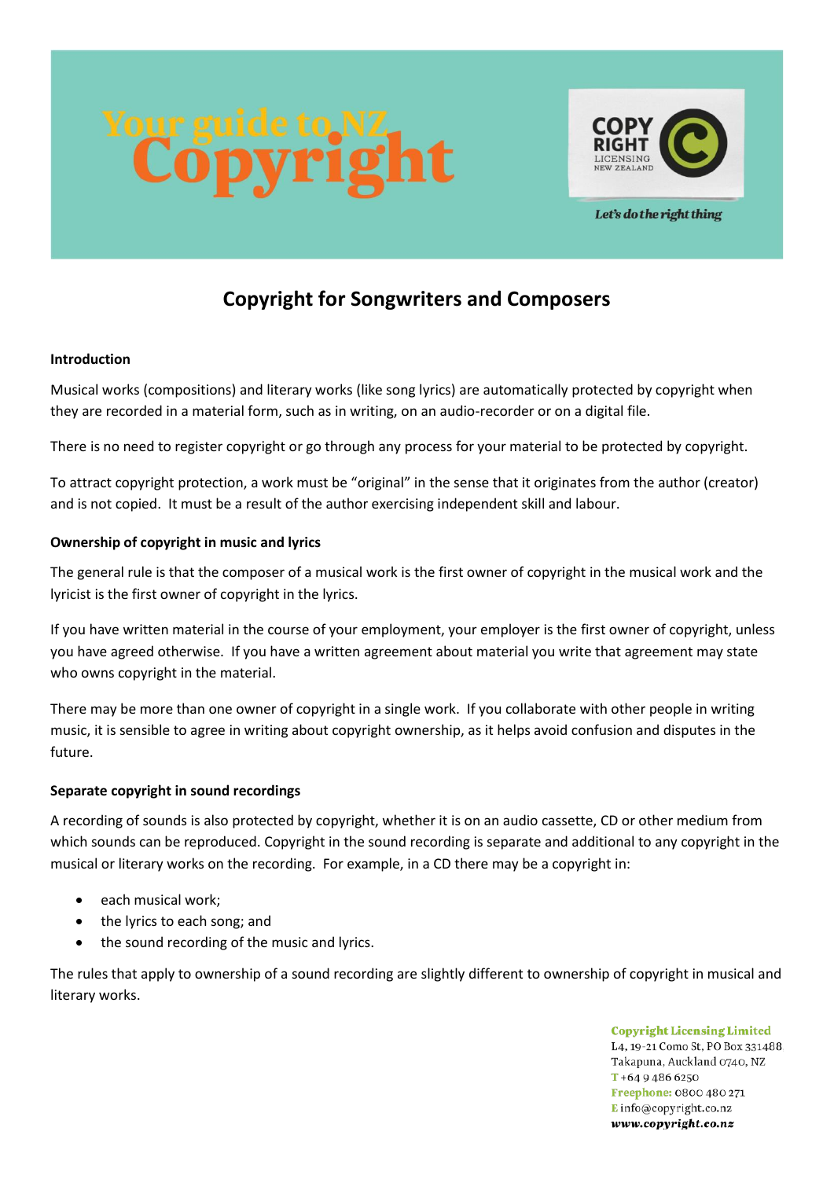# Your guide to NZ Copyright

COPY RIGHT LICENSING NEW ZEALAND

*Let's do the right thing*

## Copyright for Songwriters and Composers

**Introduction**

Musical works (compositions) and literary works (like song lyrics) are automatically protected by copyright when they are recorded in a material form, such as in writing, on an audio-recorder or on a digital file.

There is no need to register copyright or go through any process for your material to be protected by copyright.

To attract copyright protection, a work must be "original" in the sense that it originates from the author (creator) and is not copied. It must be a result of the author exercising independent skill and labour.

**Ownership of copyright in music and lyrics**

The general rule is that the composer of a musical work is the first owner of copyright in the musical work and the lyricist is the first owner of copyright in the lyrics.

If you have written material in the course of your employment, your employer is the first owner of copyright, unless you have agreed otherwise. If you have a written agreement about material you write that agreement may state who owns copyright in the material.

There may be more than one owner of copyright in a single work. If you collaborate with other people in writing music, it is sensible to agree in writing about copyright ownership, as it helps avoid confusion and disputes in the future.

**Separate copyright in sound recordings**

A recording of sounds is also protected by copyright, whether it is on an audio cassette, CD or other medium from which sounds can be reproduced. Copyright in the sound recording is separate and additional to any copyright in the musical or literary works on the recording. For example, in a CD there may be a copyright in:

- each musical work;
- the lyrics to each song; and
- the sound recording of the music and lyrics.

The rules that apply to ownership of a sound recording are slightly different to ownership of copyright in musical and literary works.

**Copyright Licensing Limited**
L4, 19-21 Como St, PO Box 331488
Takapuna, Auckland 0740, NZ
T +64 9 486 6250
Freephone: 0800 480 271
E info@copyright.co.nz
www.copyright.co.nz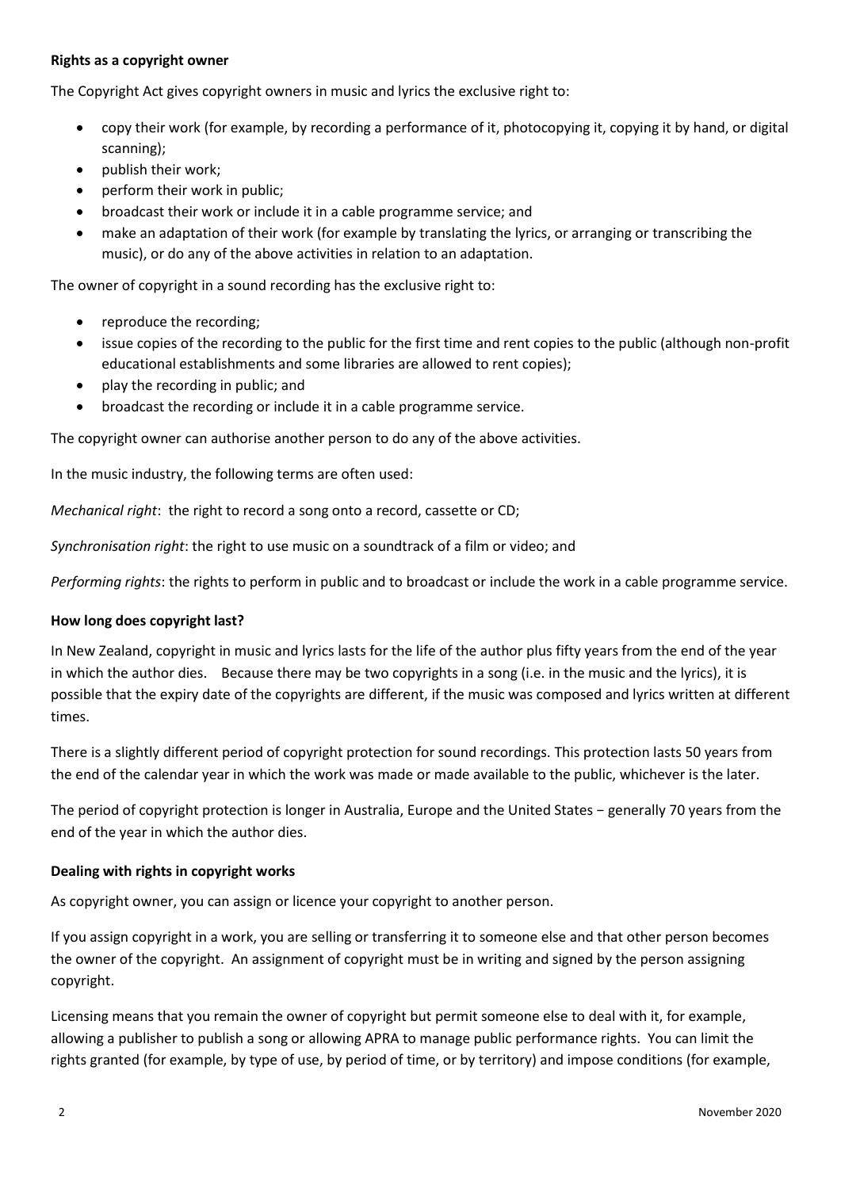**Rights as a copyright owner**

The Copyright Act gives copyright owners in music and lyrics the exclusive right to:

- copy their work (for example, by recording a performance of it, photocopying it, copying it by hand, or digital scanning);
- publish their work;
- perform their work in public;
- broadcast their work or include it in a cable programme service; and
- make an adaptation of their work (for example by translating the lyrics, or arranging or transcribing the music), or do any of the above activities in relation to an adaptation.

The owner of copyright in a sound recording has the exclusive right to:

- reproduce the recording;
- issue copies of the recording to the public for the first time and rent copies to the public (although non-profit educational establishments and some libraries are allowed to rent copies);
- play the recording in public; and
- broadcast the recording or include it in a cable programme service.

The copyright owner can authorise another person to do any of the above activities.

In the music industry, the following terms are often used:

*Mechanical right*: the right to record a song onto a record, cassette or CD;

*Synchronisation right*: the right to use music on a soundtrack of a film or video; and

*Performing rights*: the rights to perform in public and to broadcast or include the work in a cable programme service.

**How long does copyright last?**

In New Zealand, copyright in music and lyrics lasts for the life of the author plus fifty years from the end of the year in which the author dies. Because there may be two copyrights in a song (i.e. in the music and the lyrics), it is possible that the expiry date of the copyrights are different, if the music was composed and lyrics written at different times.

There is a slightly different period of copyright protection for sound recordings. This protection lasts 50 years from the end of the calendar year in which the work was made or made available to the public, whichever is the later.

The period of copyright protection is longer in Australia, Europe and the United States − generally 70 years from the end of the year in which the author dies.

**Dealing with rights in copyright works**

As copyright owner, you can assign or licence your copyright to another person.

If you assign copyright in a work, you are selling or transferring it to someone else and that other person becomes the owner of the copyright. An assignment of copyright must be in writing and signed by the person assigning copyright.

Licensing means that you remain the owner of copyright but permit someone else to deal with it, for example, allowing a publisher to publish a song or allowing APRA to manage public performance rights. You can limit the rights granted (for example, by type of use, by period of time, or by territory) and impose conditions (for example,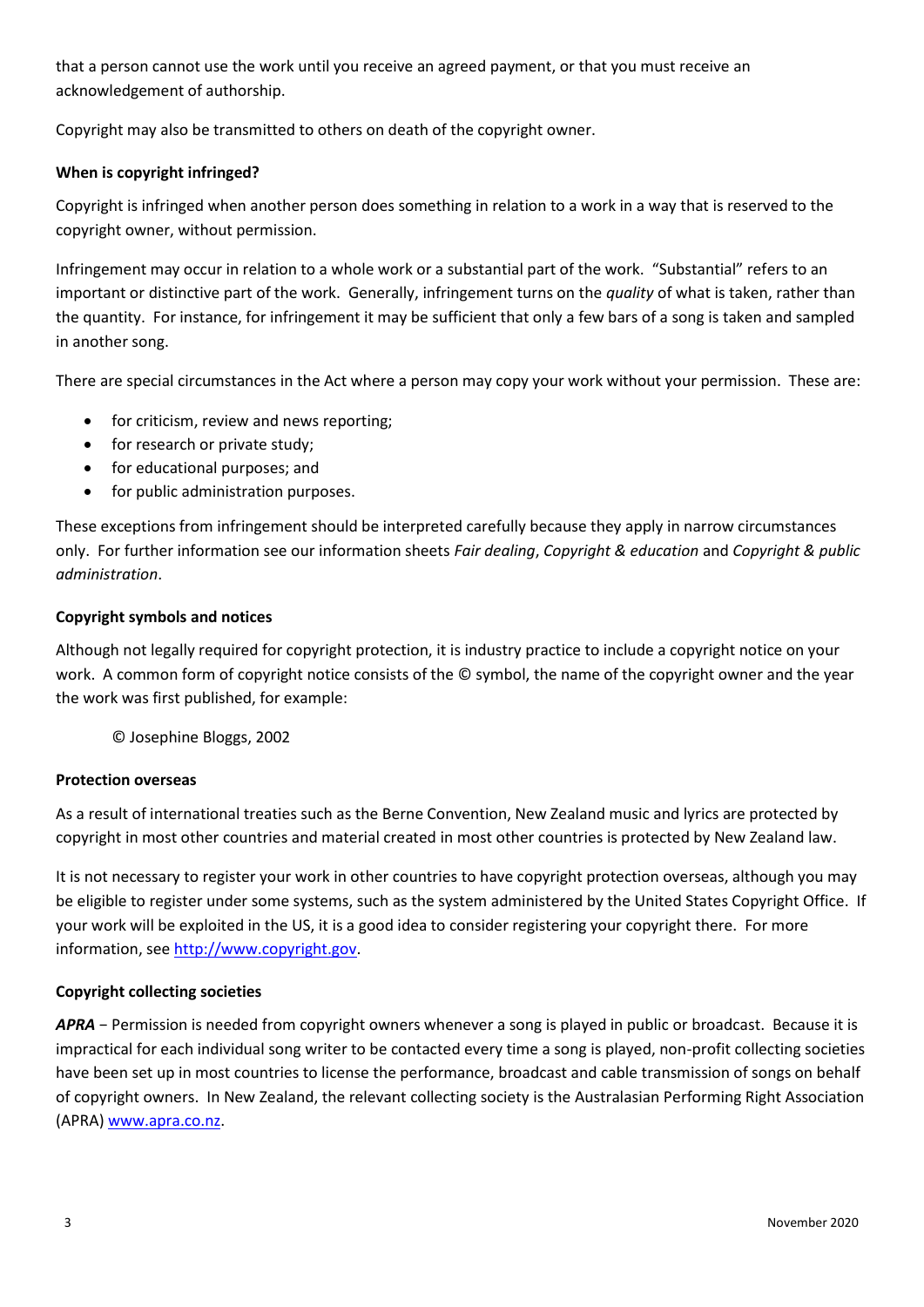that a person cannot use the work until you receive an agreed payment, or that you must receive an acknowledgement of authorship.

Copyright may also be transmitted to others on death of the copyright owner.

**When is copyright infringed?**

Copyright is infringed when another person does something in relation to a work in a way that is reserved to the copyright owner, without permission.

Infringement may occur in relation to a whole work or a substantial part of the work. "Substantial" refers to an important or distinctive part of the work. Generally, infringement turns on the *quality* of what is taken, rather than the quantity. For instance, for infringement it may be sufficient that only a few bars of a song is taken and sampled in another song.

There are special circumstances in the Act where a person may copy your work without your permission. These are:

- for criticism, review and news reporting;
- for research or private study;
- for educational purposes; and
- for public administration purposes.

These exceptions from infringement should be interpreted carefully because they apply in narrow circumstances only. For further information see our information sheets *Fair dealing*, *Copyright & education* and *Copyright & public administration*.

**Copyright symbols and notices**

Although not legally required for copyright protection, it is industry practice to include a copyright notice on your work. A common form of copyright notice consists of the © symbol, the name of the copyright owner and the year the work was first published, for example:

> © Josephine Bloggs, 2002

**Protection overseas**

As a result of international treaties such as the Berne Convention, New Zealand music and lyrics are protected by copyright in most other countries and material created in most other countries is protected by New Zealand law.

It is not necessary to register your work in other countries to have copyright protection overseas, although you may be eligible to register under some systems, such as the system administered by the United States Copyright Office. If your work will be exploited in the US, it is a good idea to consider registering your copyright there. For more information, see [http://www.copyright.gov](http://www.copyright.gov).

**Copyright collecting societies**

***APRA*** – Permission is needed from copyright owners whenever a song is played in public or broadcast. Because it is impractical for each individual song writer to be contacted every time a song is played, non-profit collecting societies have been set up in most countries to license the performance, broadcast and cable transmission of songs on behalf of copyright owners. In New Zealand, the relevant collecting society is the Australasian Performing Right Association (APRA) [www.apra.co.nz](http://www.apra.co.nz).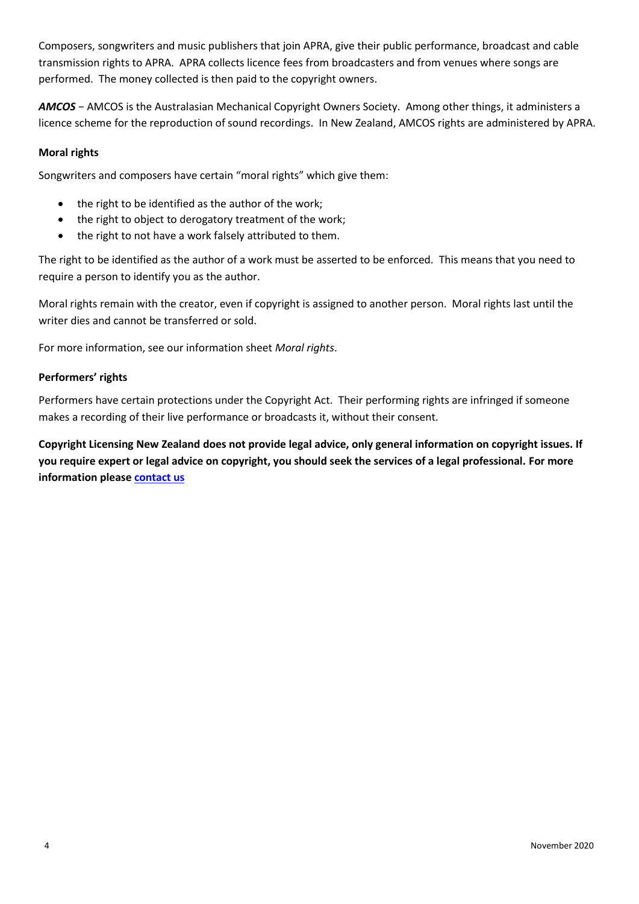Composers, songwriters and music publishers that join APRA, give their public performance, broadcast and cable transmission rights to APRA. APRA collects licence fees from broadcasters and from venues where songs are performed. The money collected is then paid to the copyright owners.

***AMCOS*** − AMCOS is the Australasian Mechanical Copyright Owners Society. Among other things, it administers a licence scheme for the reproduction of sound recordings. In New Zealand, AMCOS rights are administered by APRA.

**Moral rights**

Songwriters and composers have certain "moral rights" which give them:

- the right to be identified as the author of the work;
- the right to object to derogatory treatment of the work;
- the right to not have a work falsely attributed to them.

The right to be identified as the author of a work must be asserted to be enforced. This means that you need to require a person to identify you as the author.

Moral rights remain with the creator, even if copyright is assigned to another person. Moral rights last until the writer dies and cannot be transferred or sold.

For more information, see our information sheet *Moral rights*.

**Performers' rights**

Performers have certain protections under the Copyright Act. Their performing rights are infringed if someone makes a recording of their live performance or broadcasts it, without their consent.

**Copyright Licensing New Zealand does not provide legal advice, only general information on copyright issues. If you require expert or legal advice on copyright, you should seek the services of a legal professional. For more information please contact us**